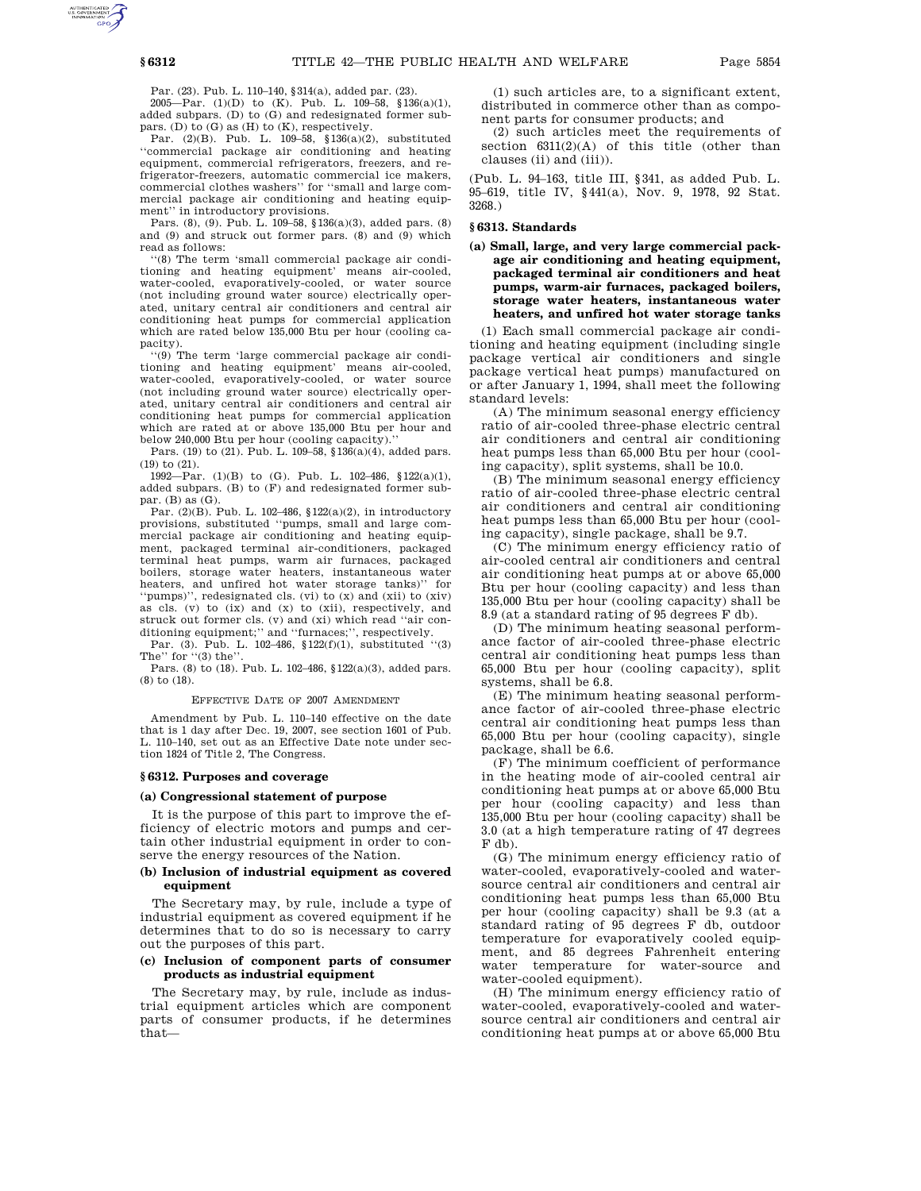Par. (23). Pub. L. 110–140, §314(a), added par. (23).

2005—Par. (1)(D) to (K). Pub. L. 109–58, §136(a)(1), added subpars. (D) to (G) and redesignated former subpars. (D) to (G) as (H) to (K), respectively.

Par. (2)(B). Pub. L. 109–58, §136(a)(2), substituted ''commercial package air conditioning and heating equipment, commercial refrigerators, freezers, and refrigerator-freezers, automatic commercial ice makers, commercial clothes washers'' for ''small and large commercial package air conditioning and heating equipment'' in introductory provisions.

Pars. (8), (9). Pub. L. 109–58, §136(a)(3), added pars. (8) and (9) and struck out former pars. (8) and (9) which read as follows:

''(8) The term 'small commercial package air conditioning and heating equipment' means air-cooled, water-cooled, evaporatively-cooled, or water source (not including ground water source) electrically operated, unitary central air conditioners and central air conditioning heat pumps for commercial application which are rated below 135,000 Btu per hour (cooling capacity).

''(9) The term 'large commercial package air conditioning and heating equipment' means air-cooled, water-cooled, evaporatively-cooled, or water source (not including ground water source) electrically operated, unitary central air conditioners and central air conditioning heat pumps for commercial application which are rated at or above 135,000 Btu per hour and below 240,000 Btu per hour (cooling capacity).''

Pars. (19) to (21). Pub. L. 109–58, §136(a)(4), added pars. (19) to (21).

1992—Par. (1)(B) to (G). Pub. L. 102–486, §122(a)(1), added subpars. (B) to (F) and redesignated former subpar. (B) as (G).

Par. (2)(B). Pub. L. 102–486, §122(a)(2), in introductory provisions, substituted ''pumps, small and large commercial package air conditioning and heating equipment, packaged terminal air-conditioners, packaged terminal heat pumps, warm air furnaces, packaged boilers, storage water heaters, instantaneous water heaters, and unfired hot water storage tanks)'' for ''pumps)'', redesignated cls. (vi) to (x) and (xii) to (xiv) as cls. (v) to (ix) and (x) to (xii), respectively, and struck out former cls. (v) and (xi) which read ''air conditioning equipment;'' and ''furnaces;'', respectively.

Par. (3). Pub. L. 102–486, §122(f)(1), substituted ''(3) The'' for ''(3) the''.

Pars. (8) to (18). Pub. L. 102–486, §122(a)(3), added pars. (8) to (18).

EFFECTIVE DATE OF 2007 AMENDMENT

Amendment by Pub. L. 110–140 effective on the date that is 1 day after Dec. 19, 2007, see section 1601 of Pub. L. 110–140, set out as an Effective Date note under section 1824 of Title 2, The Congress.

## §6312. Purposes and coverage

### (a) Congressional statement of purpose

It is the purpose of this part to improve the efficiency of electric motors and pumps and certain other industrial equipment in order to conserve the energy resources of the Nation.

### (b) Inclusion of industrial equipment as covered equipment

The Secretary may, by rule, include a type of industrial equipment as covered equipment if he determines that to do so is necessary to carry out the purposes of this part.

### (c) Inclusion of component parts of consumer products as industrial equipment

The Secretary may, by rule, include as industrial equipment articles which are component parts of consumer products, if he determines that—

(1) such articles are, to a significant extent, distributed in commerce other than as component parts for consumer products; and

(2) such articles meet the requirements of section 6311(2)(A) of this title (other than clauses (ii) and (iii)).

(Pub. L. 94–163, title III, §341, as added Pub. L. 95–619, title IV, §441(a), Nov. 9, 1978, 92 Stat. 3268.)

## §6313. Standards

### (a) Small, large, and very large commercial package air conditioning and heating equipment, packaged terminal air conditioners and heat pumps, warm-air furnaces, packaged boilers, storage water heaters, instantaneous water heaters, and unfired hot water storage tanks

(1) Each small commercial package air conditioning and heating equipment (including single package vertical air conditioners and single package vertical heat pumps) manufactured on or after January 1, 1994, shall meet the following standard levels:

(A) The minimum seasonal energy efficiency ratio of air-cooled three-phase electric central air conditioners and central air conditioning heat pumps less than 65,000 Btu per hour (cooling capacity), split systems, shall be 10.0.

(B) The minimum seasonal energy efficiency ratio of air-cooled three-phase electric central air conditioners and central air conditioning heat pumps less than 65,000 Btu per hour (cooling capacity), single package, shall be 9.7.

(C) The minimum energy efficiency ratio of air-cooled central air conditioners and central air conditioning heat pumps at or above 65,000 Btu per hour (cooling capacity) and less than 135,000 Btu per hour (cooling capacity) shall be 8.9 (at a standard rating of 95 degrees F db).

(D) The minimum heating seasonal performance factor of air-cooled three-phase electric central air conditioning heat pumps less than 65,000 Btu per hour (cooling capacity), split systems, shall be 6.8.

(E) The minimum heating seasonal performance factor of air-cooled three-phase electric central air conditioning heat pumps less than 65,000 Btu per hour (cooling capacity), single package, shall be 6.6.

(F) The minimum coefficient of performance in the heating mode of air-cooled central air conditioning heat pumps at or above 65,000 Btu per hour (cooling capacity) and less than 135,000 Btu per hour (cooling capacity) shall be 3.0 (at a high temperature rating of 47 degrees F db).

(G) The minimum energy efficiency ratio of water-cooled, evaporatively-cooled and water-source central air conditioners and central air conditioning heat pumps less than 65,000 Btu per hour (cooling capacity) shall be 9.3 (at a standard rating of 95 degrees F db, outdoor temperature for evaporatively cooled equipment, and 85 degrees Fahrenheit entering water temperature for water-source and water-cooled equipment).

(H) The minimum energy efficiency ratio of water-cooled, evaporatively-cooled and water-source central air conditioners and central air conditioning heat pumps at or above 65,000 Btu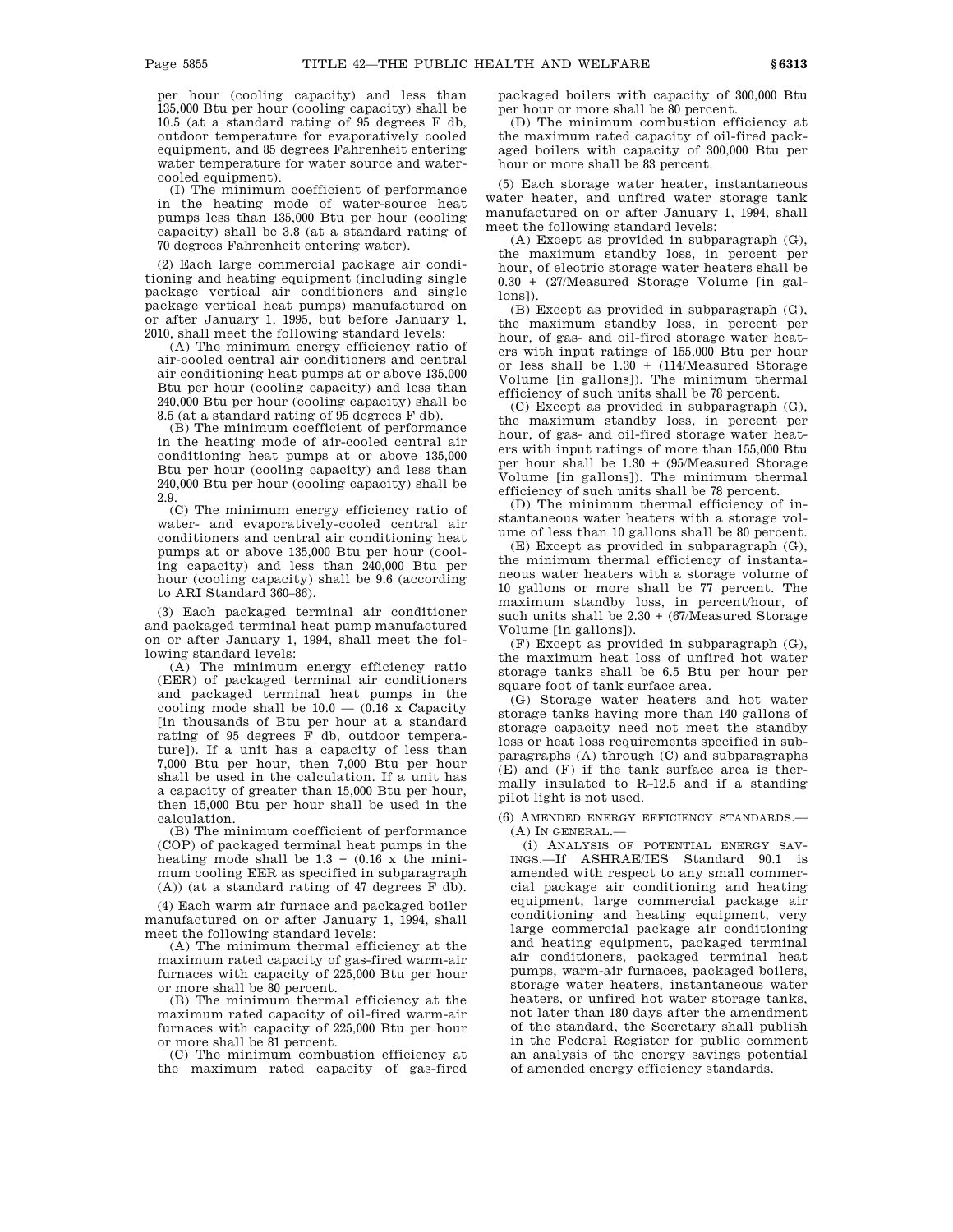per hour (cooling capacity) and less than 135,000 Btu per hour (cooling capacity) shall be 10.5 (at a standard rating of 95 degrees F db, outdoor temperature for evaporatively cooled equipment, and 85 degrees Fahrenheit entering water temperature for water source and water-cooled equipment).

(I) The minimum coefficient of performance in the heating mode of water-source heat pumps less than 135,000 Btu per hour (cooling capacity) shall be 3.8 (at a standard rating of 70 degrees Fahrenheit entering water).

(2) Each large commercial package air conditioning and heating equipment (including single package vertical air conditioners and single package vertical heat pumps) manufactured on or after January 1, 1995, but before January 1, 2010, shall meet the following standard levels:

(A) The minimum energy efficiency ratio of air-cooled central air conditioners and central air conditioning heat pumps at or above 135,000 Btu per hour (cooling capacity) and less than 240,000 Btu per hour (cooling capacity) shall be 8.5 (at a standard rating of 95 degrees F db).

(B) The minimum coefficient of performance in the heating mode of air-cooled central air conditioning heat pumps at or above 135,000 Btu per hour (cooling capacity) and less than 240,000 Btu per hour (cooling capacity) shall be 2.9.

(C) The minimum energy efficiency ratio of water- and evaporatively-cooled central air conditioners and central air conditioning heat pumps at or above 135,000 Btu per hour (cooling capacity) and less than 240,000 Btu per hour (cooling capacity) shall be 9.6 (according to ARI Standard 360–86).

(3) Each packaged terminal air conditioner and packaged terminal heat pump manufactured on or after January 1, 1994, shall meet the following standard levels:

(A) The minimum energy efficiency ratio (EER) of packaged terminal air conditioners and packaged terminal heat pumps in the cooling mode shall be 10.0 — (0.16 x Capacity [in thousands of Btu per hour at a standard rating of 95 degrees F db, outdoor temperature]). If a unit has a capacity of less than 7,000 Btu per hour, then 7,000 Btu per hour shall be used in the calculation. If a unit has a capacity of greater than 15,000 Btu per hour, then 15,000 Btu per hour shall be used in the calculation.

(B) The minimum coefficient of performance (COP) of packaged terminal heat pumps in the heating mode shall be 1.3 + (0.16 x the minimum cooling EER as specified in subparagraph (A)) (at a standard rating of 47 degrees F db).

(4) Each warm air furnace and packaged boiler manufactured on or after January 1, 1994, shall meet the following standard levels:

(A) The minimum thermal efficiency at the maximum rated capacity of gas-fired warm-air furnaces with capacity of 225,000 Btu per hour or more shall be 80 percent.

(B) The minimum thermal efficiency at the maximum rated capacity of oil-fired warm-air furnaces with capacity of 225,000 Btu per hour or more shall be 81 percent.

(C) The minimum combustion efficiency at the maximum rated capacity of gas-fired packaged boilers with capacity of 300,000 Btu per hour or more shall be 80 percent.

(D) The minimum combustion efficiency at the maximum rated capacity of oil-fired packaged boilers with capacity of 300,000 Btu per hour or more shall be 83 percent.

(5) Each storage water heater, instantaneous water heater, and unfired water storage tank manufactured on or after January 1, 1994, shall meet the following standard levels:

(A) Except as provided in subparagraph (G), the maximum standby loss, in percent per hour, of electric storage water heaters shall be 0.30 + (27/Measured Storage Volume [in gallons]).

(B) Except as provided in subparagraph (G), the maximum standby loss, in percent per hour, of gas- and oil-fired storage water heaters with input ratings of 155,000 Btu per hour or less shall be 1.30 + (114/Measured Storage Volume [in gallons]). The minimum thermal efficiency of such units shall be 78 percent.

(C) Except as provided in subparagraph (G), the maximum standby loss, in percent per hour, of gas- and oil-fired storage water heaters with input ratings of more than 155,000 Btu per hour shall be 1.30 + (95/Measured Storage Volume [in gallons]). The minimum thermal efficiency of such units shall be 78 percent.

(D) The minimum thermal efficiency of instantaneous water heaters with a storage volume of less than 10 gallons shall be 80 percent.

(E) Except as provided in subparagraph (G), the minimum thermal efficiency of instantaneous water heaters with a storage volume of 10 gallons or more shall be 77 percent. The maximum standby loss, in percent/hour, of such units shall be 2.30 + (67/Measured Storage Volume [in gallons]).

(F) Except as provided in subparagraph (G), the maximum heat loss of unfired hot water storage tanks shall be 6.5 Btu per hour per square foot of tank surface area.

(G) Storage water heaters and hot water storage tanks having more than 140 gallons of storage capacity need not meet the standby loss or heat loss requirements specified in subparagraphs (A) through (C) and subparagraphs (E) and (F) if the tank surface area is thermally insulated to R–12.5 and if a standing pilot light is not used.

(6) AMENDED ENERGY EFFICIENCY STANDARDS.—

(A) IN GENERAL.—

(i) ANALYSIS OF POTENTIAL ENERGY SAVINGS.—If ASHRAE/IES Standard 90.1 is amended with respect to any small commercial package air conditioning and heating equipment, large commercial package air conditioning and heating equipment, very large commercial package air conditioning and heating equipment, packaged terminal air conditioners, packaged terminal heat pumps, warm-air furnaces, packaged boilers, storage water heaters, instantaneous water heaters, or unfired hot water storage tanks, not later than 180 days after the amendment of the standard, the Secretary shall publish in the Federal Register for public comment an analysis of the energy savings potential of amended energy efficiency standards.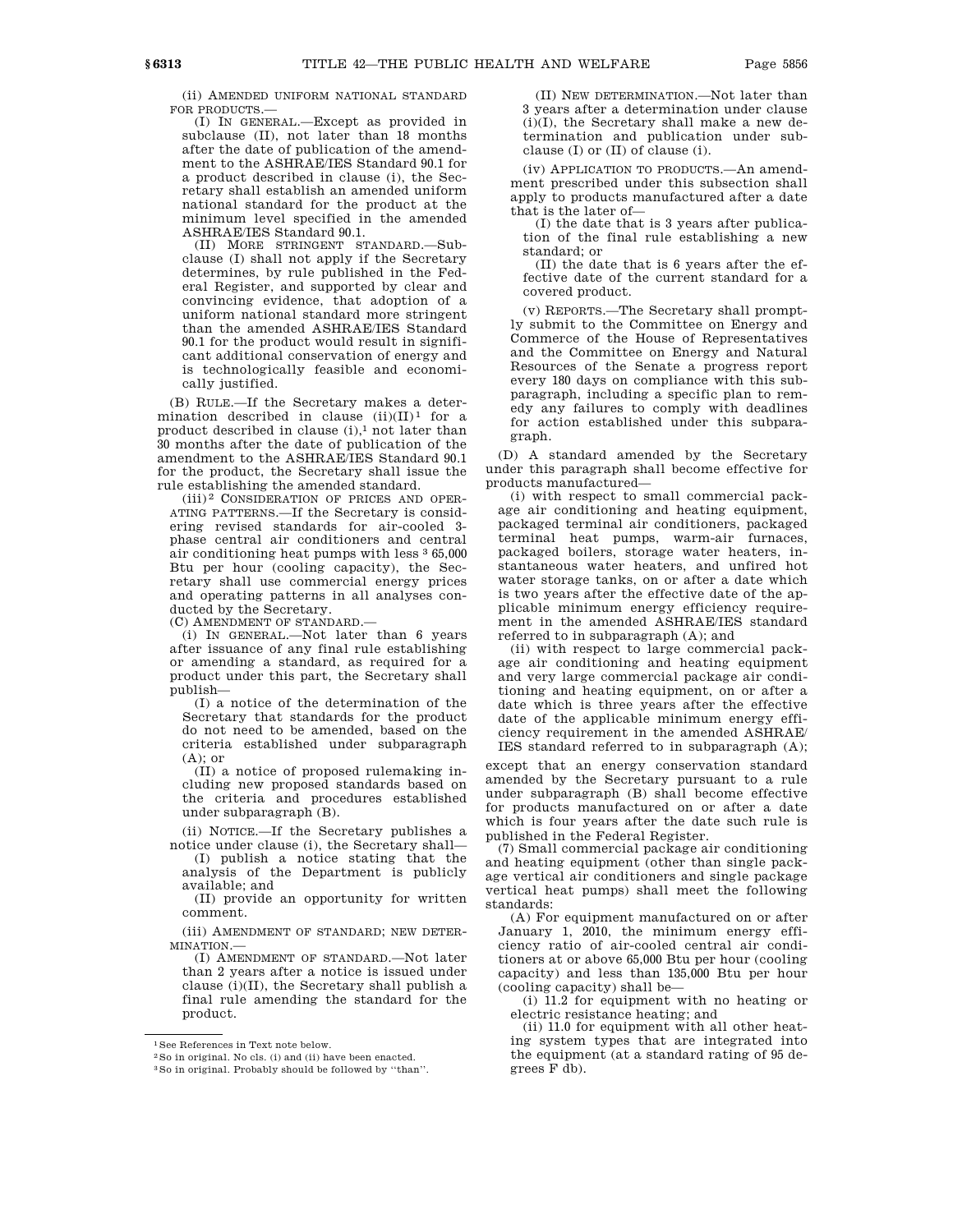(ii) AMENDED UNIFORM NATIONAL STANDARD FOR PRODUCTS.—

(I) IN GENERAL.—Except as provided in subclause (II), not later than 18 months after the date of publication of the amendment to the ASHRAE/IES Standard 90.1 for a product described in clause (i), the Secretary shall establish an amended uniform national standard for the product at the minimum level specified in the amended ASHRAE/IES Standard 90.1.

(II) MORE STRINGENT STANDARD.—Subclause (I) shall not apply if the Secretary determines, by rule published in the Federal Register, and supported by clear and convincing evidence, that adoption of a uniform national standard more stringent than the amended ASHRAE/IES Standard 90.1 for the product would result in significant additional conservation of energy and is technologically feasible and economically justified.

(B) RULE.—If the Secretary makes a determination described in clause (ii)(II)[1] for a product described in clause (i),[1] not later than 30 months after the date of publication of the amendment to the ASHRAE/IES Standard 90.1 for the product, the Secretary shall issue the rule establishing the amended standard.

(iii)[2] CONSIDERATION OF PRICES AND OPERATING PATTERNS.—If the Secretary is considering revised standards for air-cooled 3-phase central air conditioners and central air conditioning heat pumps with less[3] 65,000 Btu per hour (cooling capacity), the Secretary shall use commercial energy prices and operating patterns in all analyses conducted by the Secretary.

(C) AMENDMENT OF STANDARD.—

(i) IN GENERAL.—Not later than 6 years after issuance of any final rule establishing or amending a standard, as required for a product under this part, the Secretary shall publish—

(I) a notice of the determination of the Secretary that standards for the product do not need to be amended, based on the criteria established under subparagraph (A); or

(II) a notice of proposed rulemaking including new proposed standards based on the criteria and procedures established under subparagraph (B).

(ii) NOTICE.—If the Secretary publishes a notice under clause (i), the Secretary shall—

(I) publish a notice stating that the analysis of the Department is publicly available; and

(II) provide an opportunity for written comment.

(iii) AMENDMENT OF STANDARD; NEW DETERMINATION.—

(I) AMENDMENT OF STANDARD.—Not later than 2 years after a notice is issued under clause (i)(II), the Secretary shall publish a final rule amending the standard for the product.

(II) NEW DETERMINATION.—Not later than 3 years after a determination under clause (i)(I), the Secretary shall make a new determination and publication under subclause (I) or (II) of clause (i).

(iv) APPLICATION TO PRODUCTS.—An amendment prescribed under this subsection shall apply to products manufactured after a date that is the later of—

(I) the date that is 3 years after publication of the final rule establishing a new standard; or

(II) the date that is 6 years after the effective date of the current standard for a covered product.

(v) REPORTS.—The Secretary shall promptly submit to the Committee on Energy and Commerce of the House of Representatives and the Committee on Energy and Natural Resources of the Senate a progress report every 180 days on compliance with this subparagraph, including a specific plan to remedy any failures to comply with deadlines for action established under this subparagraph.

(D) A standard amended by the Secretary under this paragraph shall become effective for products manufactured—

(i) with respect to small commercial package air conditioning and heating equipment, packaged terminal air conditioners, packaged terminal heat pumps, warm-air furnaces, packaged boilers, storage water heaters, instantaneous water heaters, and unfired hot water storage tanks, on or after a date which is two years after the effective date of the applicable minimum energy efficiency requirement in the amended ASHRAE/IES standard referred to in subparagraph (A); and

(ii) with respect to large commercial package air conditioning and heating equipment and very large commercial package air conditioning and heating equipment, on or after a date which is three years after the effective date of the applicable minimum energy efficiency requirement in the amended ASHRAE/IES standard referred to in subparagraph (A);

except that an energy conservation standard amended by the Secretary pursuant to a rule under subparagraph (B) shall become effective for products manufactured on or after a date which is four years after the date such rule is published in the Federal Register.

(7) Small commercial package air conditioning and heating equipment (other than single package vertical air conditioners and single package vertical heat pumps) shall meet the following standards:

(A) For equipment manufactured on or after January 1, 2010, the minimum energy efficiency ratio of air-cooled central air conditioners at or above 65,000 Btu per hour (cooling capacity) and less than 135,000 Btu per hour (cooling capacity) shall be—

(i) 11.2 for equipment with no heating or electric resistance heating; and

(ii) 11.0 for equipment with all other heating system types that are integrated into the equipment (at a standard rating of 95 degrees F db).

---

[1] See References in Text note below.

[2] So in original. No cls. (i) and (ii) have been enacted.

[3] So in original. Probably should be followed by "than".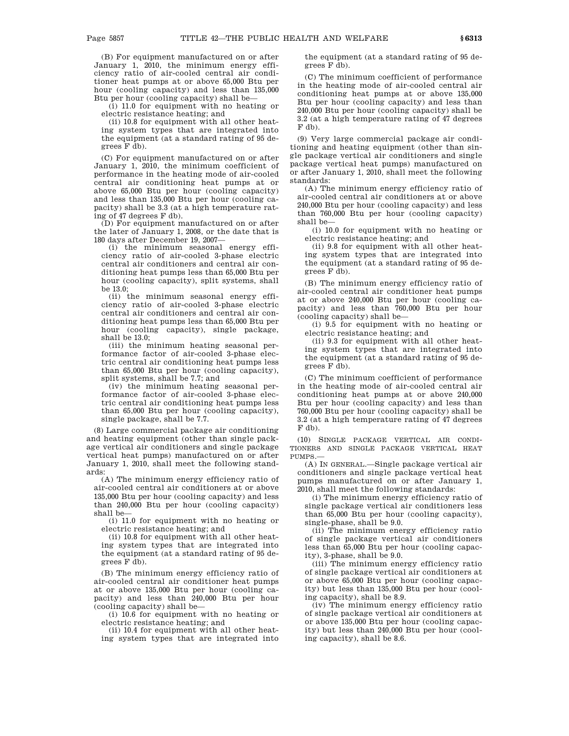(B) For equipment manufactured on or after January 1, 2010, the minimum energy efficiency ratio of air-cooled central air conditioner heat pumps at or above 65,000 Btu per hour (cooling capacity) and less than 135,000 Btu per hour (cooling capacity) shall be—

(i) 11.0 for equipment with no heating or electric resistance heating; and

(ii) 10.8 for equipment with all other heating system types that are integrated into the equipment (at a standard rating of 95 degrees F db).

(C) For equipment manufactured on or after January 1, 2010, the minimum coefficient of performance in the heating mode of air-cooled central air conditioning heat pumps at or above 65,000 Btu per hour (cooling capacity) and less than 135,000 Btu per hour (cooling capacity) shall be 3.3 (at a high temperature rating of 47 degrees F db).

(D) For equipment manufactured on or after the later of January 1, 2008, or the date that is 180 days after December 19, 2007—

(i) the minimum seasonal energy efficiency ratio of air-cooled 3-phase electric central air conditioners and central air conditioning heat pumps less than 65,000 Btu per hour (cooling capacity), split systems, shall be 13.0;

(ii) the minimum seasonal energy efficiency ratio of air-cooled 3-phase electric central air conditioners and central air conditioning heat pumps less than 65,000 Btu per hour (cooling capacity), single package, shall be 13.0;

(iii) the minimum heating seasonal performance factor of air-cooled 3-phase electric central air conditioning heat pumps less than 65,000 Btu per hour (cooling capacity), split systems, shall be 7.7; and

(iv) the minimum heating seasonal performance factor of air-cooled 3-phase electric central air conditioning heat pumps less than 65,000 Btu per hour (cooling capacity), single package, shall be 7.7.

(8) Large commercial package air conditioning and heating equipment (other than single package vertical air conditioners and single package vertical heat pumps) manufactured on or after January 1, 2010, shall meet the following standards:

(A) The minimum energy efficiency ratio of air-cooled central air conditioners at or above 135,000 Btu per hour (cooling capacity) and less than 240,000 Btu per hour (cooling capacity) shall be—

(i) 11.0 for equipment with no heating or electric resistance heating; and

(ii) 10.8 for equipment with all other heating system types that are integrated into the equipment (at a standard rating of 95 degrees F db).

(B) The minimum energy efficiency ratio of air-cooled central air conditioner heat pumps at or above 135,000 Btu per hour (cooling capacity) and less than 240,000 Btu per hour (cooling capacity) shall be—

(i) 10.6 for equipment with no heating or electric resistance heating; and

(ii) 10.4 for equipment with all other heating system types that are integrated into the equipment (at a standard rating of 95 degrees F db).

(C) The minimum coefficient of performance in the heating mode of air-cooled central air conditioning heat pumps at or above 135,000 Btu per hour (cooling capacity) and less than 240,000 Btu per hour (cooling capacity) shall be 3.2 (at a high temperature rating of 47 degrees F db).

(9) Very large commercial package air conditioning and heating equipment (other than single package vertical air conditioners and single package vertical heat pumps) manufactured on or after January 1, 2010, shall meet the following standards:

(A) The minimum energy efficiency ratio of air-cooled central air conditioners at or above 240,000 Btu per hour (cooling capacity) and less than 760,000 Btu per hour (cooling capacity) shall be—

(i) 10.0 for equipment with no heating or electric resistance heating; and

(ii) 9.8 for equipment with all other heating system types that are integrated into the equipment (at a standard rating of 95 degrees F db).

(B) The minimum energy efficiency ratio of air-cooled central air conditioner heat pumps at or above 240,000 Btu per hour (cooling capacity) and less than 760,000 Btu per hour (cooling capacity) shall be—

(i) 9.5 for equipment with no heating or electric resistance heating; and

(ii) 9.3 for equipment with all other heating system types that are integrated into the equipment (at a standard rating of 95 degrees F db).

(C) The minimum coefficient of performance in the heating mode of air-cooled central air conditioning heat pumps at or above 240,000 Btu per hour (cooling capacity) and less than 760,000 Btu per hour (cooling capacity) shall be 3.2 (at a high temperature rating of 47 degrees F db).

(10) SINGLE PACKAGE VERTICAL AIR CONDITIONERS AND SINGLE PACKAGE VERTICAL HEAT PUMPS.—

(A) IN GENERAL.—Single package vertical air conditioners and single package vertical heat pumps manufactured on or after January 1, 2010, shall meet the following standards:

(i) The minimum energy efficiency ratio of single package vertical air conditioners less than 65,000 Btu per hour (cooling capacity), single-phase, shall be 9.0.

(ii) The minimum energy efficiency ratio of single package vertical air conditioners less than 65,000 Btu per hour (cooling capacity), 3-phase, shall be 9.0.

(iii) The minimum energy efficiency ratio of single package vertical air conditioners at or above 65,000 Btu per hour (cooling capacity) but less than 135,000 Btu per hour (cooling capacity), shall be 8.9.

(iv) The minimum energy efficiency ratio of single package vertical air conditioners at or above 135,000 Btu per hour (cooling capacity) but less than 240,000 Btu per hour (cooling capacity), shall be 8.6.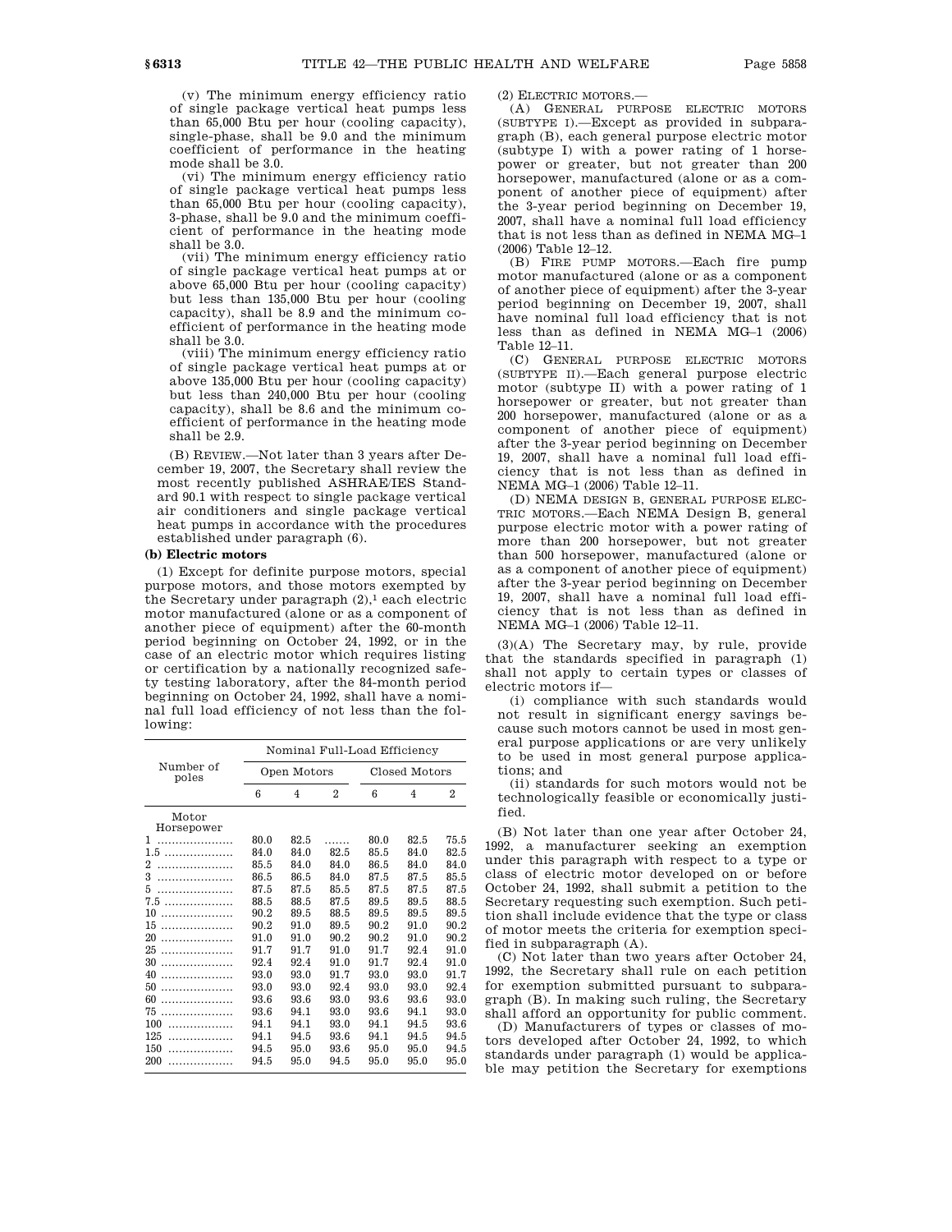(v) The minimum energy efficiency ratio of single package vertical heat pumps less than 65,000 Btu per hour (cooling capacity), single-phase, shall be 9.0 and the minimum coefficient of performance in the heating mode shall be 3.0.

(vi) The minimum energy efficiency ratio of single package vertical heat pumps less than 65,000 Btu per hour (cooling capacity), 3-phase, shall be 9.0 and the minimum coefficient of performance in the heating mode shall be 3.0.

(vii) The minimum energy efficiency ratio of single package vertical heat pumps at or above 65,000 Btu per hour (cooling capacity) but less than 135,000 Btu per hour (cooling capacity), shall be 8.9 and the minimum coefficient of performance in the heating mode shall be 3.0.

(viii) The minimum energy efficiency ratio of single package vertical heat pumps at or above 135,000 Btu per hour (cooling capacity) but less than 240,000 Btu per hour (cooling capacity), shall be 8.6 and the minimum coefficient of performance in the heating mode shall be 2.9.

(B) REVIEW.—Not later than 3 years after December 19, 2007, the Secretary shall review the most recently published ASHRAE/IES Standard 90.1 with respect to single package vertical air conditioners and single package vertical heat pumps in accordance with the procedures established under paragraph (6).

**(b) Electric motors**

(1) Except for definite purpose motors, special purpose motors, and those motors exempted by the Secretary under paragraph (2),[1] each electric motor manufactured (alone or as a component of another piece of equipment) after the 60-month period beginning on October 24, 1992, or in the case of an electric motor which requires listing or certification by a nationally recognized safety testing laboratory, after the 84-month period beginning on October 24, 1992, shall have a nominal full load efficiency of not less than the following:

| Number of poles | Nominal Full-Load Efficiency | | | | | |
|---|---|---|---|---|---|---|
| | Open Motors | | | Closed Motors | | |
| | 6 | 4 | 2 | 6 | 4 | 2 |
| Motor Horsepower | | | | | | |
| 1 | 80.0 | 82.5 | ....... | 80.0 | 82.5 | 75.5 |
| 1.5 | 84.0 | 84.0 | 82.5 | 85.5 | 84.0 | 82.5 |
| 2 | 85.5 | 84.0 | 84.0 | 86.5 | 84.0 | 84.0 |
| 3 | 86.5 | 86.5 | 84.0 | 87.5 | 87.5 | 85.5 |
| 5 | 87.5 | 87.5 | 85.5 | 87.5 | 87.5 | 87.5 |
| 7.5 | 88.5 | 88.5 | 87.5 | 89.5 | 89.5 | 88.5 |
| 10 | 90.2 | 89.5 | 88.5 | 89.5 | 89.5 | 89.5 |
| 15 | 90.2 | 91.0 | 89.5 | 90.2 | 91.0 | 90.2 |
| 20 | 91.0 | 91.0 | 90.2 | 90.2 | 91.0 | 90.2 |
| 25 | 91.7 | 91.7 | 91.0 | 91.7 | 92.4 | 91.0 |
| 30 | 92.4 | 92.4 | 91.0 | 91.7 | 92.4 | 91.0 |
| 40 | 93.0 | 93.0 | 91.7 | 93.0 | 93.0 | 91.7 |
| 50 | 93.0 | 93.0 | 92.4 | 93.0 | 93.0 | 92.4 |
| 60 | 93.6 | 93.6 | 93.0 | 93.6 | 93.6 | 93.0 |
| 75 | 93.6 | 94.1 | 93.0 | 93.6 | 94.1 | 93.0 |
| 100 | 94.1 | 94.1 | 93.0 | 94.1 | 94.5 | 93.6 |
| 125 | 94.1 | 94.5 | 93.6 | 94.1 | 94.5 | 94.5 |
| 150 | 94.5 | 95.0 | 93.6 | 95.0 | 95.0 | 94.5 |
| 200 | 94.5 | 95.0 | 94.5 | 95.0 | 95.0 | 95.0 |

(2) ELECTRIC MOTORS.—

(A) GENERAL PURPOSE ELECTRIC MOTORS (SUBTYPE I).—Except as provided in subparagraph (B), each general purpose electric motor (subtype I) with a power rating of 1 horsepower or greater, but not greater than 200 horsepower, manufactured (alone or as a component of another piece of equipment) after the 3-year period beginning on December 19, 2007, shall have a nominal full load efficiency that is not less than as defined in NEMA MG–1 (2006) Table 12–12.

(B) FIRE PUMP MOTORS.—Each fire pump motor manufactured (alone or as a component of another piece of equipment) after the 3-year period beginning on December 19, 2007, shall have nominal full load efficiency that is not less than as defined in NEMA MG–1 (2006) Table 12–11.

(C) GENERAL PURPOSE ELECTRIC MOTORS (SUBTYPE II).—Each general purpose electric motor (subtype II) with a power rating of 1 horsepower or greater, but not greater than 200 horsepower, manufactured (alone or as a component of another piece of equipment) after the 3-year period beginning on December 19, 2007, shall have a nominal full load efficiency that is not less than as defined in NEMA MG–1 (2006) Table 12–11.

(D) NEMA DESIGN B, GENERAL PURPOSE ELECTRIC MOTORS.—Each NEMA Design B, general purpose electric motor with a power rating of more than 200 horsepower, but not greater than 500 horsepower, manufactured (alone or as a component of another piece of equipment) after the 3-year period beginning on December 19, 2007, shall have a nominal full load efficiency that is not less than as defined in NEMA MG–1 (2006) Table 12–11.

(3)(A) The Secretary may, by rule, provide that the standards specified in paragraph (1) shall not apply to certain types or classes of electric motors if—

(i) compliance with such standards would not result in significant energy savings because such motors cannot be used in most general purpose applications or are very unlikely to be used in most general purpose applications; and

(ii) standards for such motors would not be technologically feasible or economically justified.

(B) Not later than one year after October 24, 1992, a manufacturer seeking an exemption under this paragraph with respect to a type or class of electric motor developed on or before October 24, 1992, shall submit a petition to the Secretary requesting such exemption. Such petition shall include evidence that the type or class of motor meets the criteria for exemption specified in subparagraph (A).

(C) Not later than two years after October 24, 1992, the Secretary shall rule on each petition for exemption submitted pursuant to subparagraph (B). In making such ruling, the Secretary shall afford an opportunity for public comment.

(D) Manufacturers of types or classes of motors developed after October 24, 1992, to which standards under paragraph (1) would be applicable may petition the Secretary for exemptions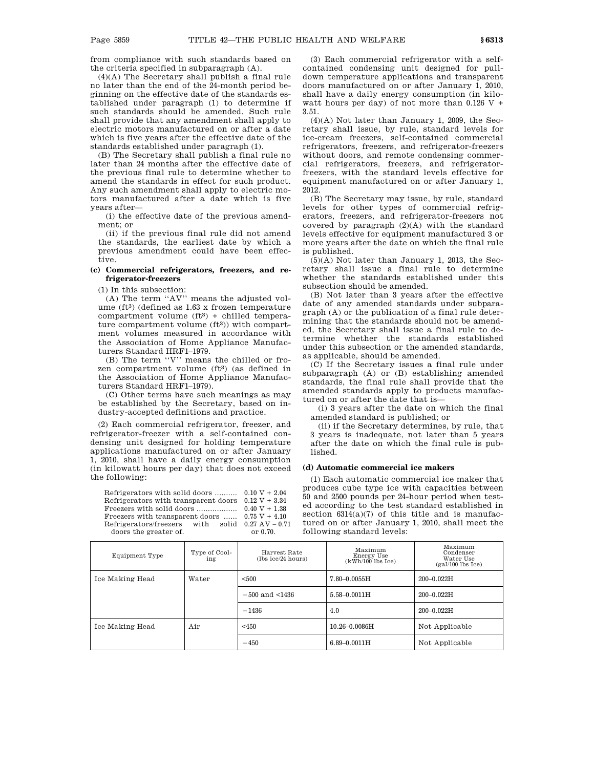from compliance with such standards based on the criteria specified in subparagraph (A).

(4)(A) The Secretary shall publish a final rule no later than the end of the 24-month period beginning on the effective date of the standards established under paragraph (1) to determine if such standards should be amended. Such rule shall provide that any amendment shall apply to electric motors manufactured on or after a date which is five years after the effective date of the standards established under paragraph (1).

(B) The Secretary shall publish a final rule no later than 24 months after the effective date of the previous final rule to determine whether to amend the standards in effect for such product. Any such amendment shall apply to electric motors manufactured after a date which is five years after—

(i) the effective date of the previous amendment; or

(ii) if the previous final rule did not amend the standards, the earliest date by which a previous amendment could have been effective.

#### (c) Commercial refrigerators, freezers, and refrigerator-freezers

(1) In this subsection:

(A) The term ''AV'' means the adjusted volume ($ft^3$) (defined as 1.63 x frozen temperature compartment volume ($ft^3$) + chilled temperature compartment volume ($ft^3$)) with compartment volumes measured in accordance with the Association of Home Appliance Manufacturers Standard HRF1–1979.

(B) The term ''V'' means the chilled or frozen compartment volume ($ft^3$) (as defined in the Association of Home Appliance Manufacturers Standard HRF1–1979).

(C) Other terms have such meanings as may be established by the Secretary, based on industry-accepted definitions and practice.

(2) Each commercial refrigerator, freezer, and refrigerator-freezer with a self-contained condensing unit designed for holding temperature applications manufactured on or after January 1, 2010, shall have a daily energy consumption (in kilowatt hours per day) that does not exceed the following:

| | |
|---|---|
| Refrigerators with solid doors .......... | 0.10 V + 2.04 |
| Refrigerators with transparent doors | 0.12 V + 3.34 |
| Freezers with solid doors .................. | 0.40 V + 1.38 |
| Freezers with transparent doors ...... | 0.75 V + 4.10 |
| Refrigerators/freezers with solid doors the greater of. | 0.27 AV – 0.71 or 0.70. |

(3) Each commercial refrigerator with a self-contained condensing unit designed for pull-down temperature applications and transparent doors manufactured on or after January 1, 2010, shall have a daily energy consumption (in kilowatt hours per day) of not more than 0.126 V + 3.51.

(4)(A) Not later than January 1, 2009, the Secretary shall issue, by rule, standard levels for ice-cream freezers, self-contained commercial refrigerators, freezers, and refrigerator-freezers without doors, and remote condensing commercial refrigerators, freezers, and refrigerator-freezers, with the standard levels effective for equipment manufactured on or after January 1, 2012.

(B) The Secretary may issue, by rule, standard levels for other types of commercial refrigerators, freezers, and refrigerator-freezers not covered by paragraph (2)(A) with the standard levels effective for equipment manufactured 3 or more years after the date on which the final rule is published.

(5)(A) Not later than January 1, 2013, the Secretary shall issue a final rule to determine whether the standards established under this subsection should be amended.

(B) Not later than 3 years after the effective date of any amended standards under subparagraph (A) or the publication of a final rule determining that the standards should not be amended, the Secretary shall issue a final rule to determine whether the standards established under this subsection or the amended standards, as applicable, should be amended.

(C) If the Secretary issues a final rule under subparagraph (A) or (B) establishing amended standards, the final rule shall provide that the amended standards apply to products manufactured on or after the date that is—

(i) 3 years after the date on which the final amended standard is published; or

(ii) if the Secretary determines, by rule, that 3 years is inadequate, not later than 5 years after the date on which the final rule is published.

#### (d) Automatic commercial ice makers

(1) Each automatic commercial ice maker that produces cube type ice with capacities between 50 and 2500 pounds per 24-hour period when tested according to the test standard established in section 6314(a)(7) of this title and is manufactured on or after January 1, 2010, shall meet the following standard levels:

| Equipment Type | Type of Cooling | Harvest Rate (lbs ice/24 hours) | Maximum Energy Use (kWh/100 lbs Ice) | Maximum Condenser Water Use (gal/100 lbs Ice) |
|---|---|---|---|---|
| Ice Making Head | Water | <500 | 7.80–0.0055H | 200–0.022H |
| | | −500 and <1436 | 5.58–0.0011H | 200–0.022H |
| | | −1436 | 4.0 | 200–0.022H |
| Ice Making Head | Air | <450 | 10.26–0.0086H | Not Applicable |
| | | −450 | 6.89–0.0011H | Not Applicable |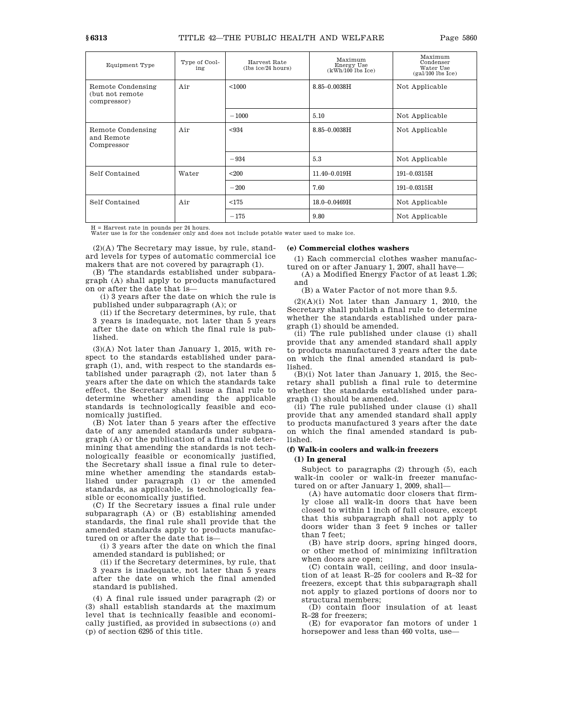| Equipment Type | Type of Cooling | Harvest Rate (lbs ice/24 hours) | Maximum Energy Use (kWh/100 lbs Ice) | Maximum Condenser Water Use (gal/100 lbs Ice) |
|---|---|---|---|---|
| Remote Condensing (but not remote compressor) | Air | <1000 | 8.85–0.0038H | Not Applicable |
| | | −1000 | 5.10 | Not Applicable |
| Remote Condensing and Remote Compressor | Air | <934 | 8.85–0.0038H | Not Applicable |
| | | −934 | 5.3 | Not Applicable |
| Self Contained | Water | <200 | 11.40–0.019H | 191–0.0315H |
| | | −200 | 7.60 | 191–0.0315H |
| Self Contained | Air | <175 | 18.0–0.0469H | Not Applicable |
| | | −175 | 9.80 | Not Applicable |

H = Harvest rate in pounds per 24 hours.
Water use is for the condenser only and does not include potable water used to make ice.

(2)(A) The Secretary may issue, by rule, standard levels for types of automatic commercial ice makers that are not covered by paragraph (1).

(B) The standards established under subparagraph (A) shall apply to products manufactured on or after the date that is—

(i) 3 years after the date on which the rule is published under subparagraph (A); or

(ii) if the Secretary determines, by rule, that 3 years is inadequate, not later than 5 years after the date on which the final rule is published.

(3)(A) Not later than January 1, 2015, with respect to the standards established under paragraph (1), and, with respect to the standards established under paragraph (2), not later than 5 years after the date on which the standards take effect, the Secretary shall issue a final rule to determine whether amending the applicable standards is technologically feasible and economically justified.

(B) Not later than 5 years after the effective date of any amended standards under subparagraph (A) or the publication of a final rule determining that amending the standards is not technologically feasible or economically justified, the Secretary shall issue a final rule to determine whether amending the standards established under paragraph (1) or the amended standards, as applicable, is technologically feasible or economically justified.

(C) If the Secretary issues a final rule under subparagraph (A) or (B) establishing amended standards, the final rule shall provide that the amended standards apply to products manufactured on or after the date that is—

(i) 3 years after the date on which the final amended standard is published; or

(ii) if the Secretary determines, by rule, that 3 years is inadequate, not later than 5 years after the date on which the final amended standard is published.

(4) A final rule issued under paragraph (2) or (3) shall establish standards at the maximum level that is technically feasible and economically justified, as provided in subsections (*o*) and (p) of section 6295 of this title.

**(e) Commercial clothes washers**

(1) Each commercial clothes washer manufactured on or after January 1, 2007, shall have—

(A) a Modified Energy Factor of at least 1.26; and

(B) a Water Factor of not more than 9.5.

(2)(A)(i) Not later than January 1, 2010, the Secretary shall publish a final rule to determine whether the standards established under paragraph (1) should be amended.

(ii) The rule published under clause (i) shall provide that any amended standard shall apply to products manufactured 3 years after the date on which the final amended standard is published.

(B)(i) Not later than January 1, 2015, the Secretary shall publish a final rule to determine whether the standards established under paragraph (1) should be amended.

(ii) The rule published under clause (i) shall provide that any amended standard shall apply to products manufactured 3 years after the date on which the final amended standard is published.

**(f) Walk-in coolers and walk-in freezers**

**(1) In general**

Subject to paragraphs (2) through (5), each walk-in cooler or walk-in freezer manufactured on or after January 1, 2009, shall—

(A) have automatic door closers that firmly close all walk-in doors that have been closed to within 1 inch of full closure, except that this subparagraph shall not apply to doors wider than 3 feet 9 inches or taller than 7 feet;

(B) have strip doors, spring hinged doors, or other method of minimizing infiltration when doors are open;

(C) contain wall, ceiling, and door insulation of at least R–25 for coolers and R–32 for freezers, except that this subparagraph shall not apply to glazed portions of doors nor to structural members;

(D) contain floor insulation of at least R–28 for freezers;

(E) for evaporator fan motors of under 1 horsepower and less than 460 volts, use—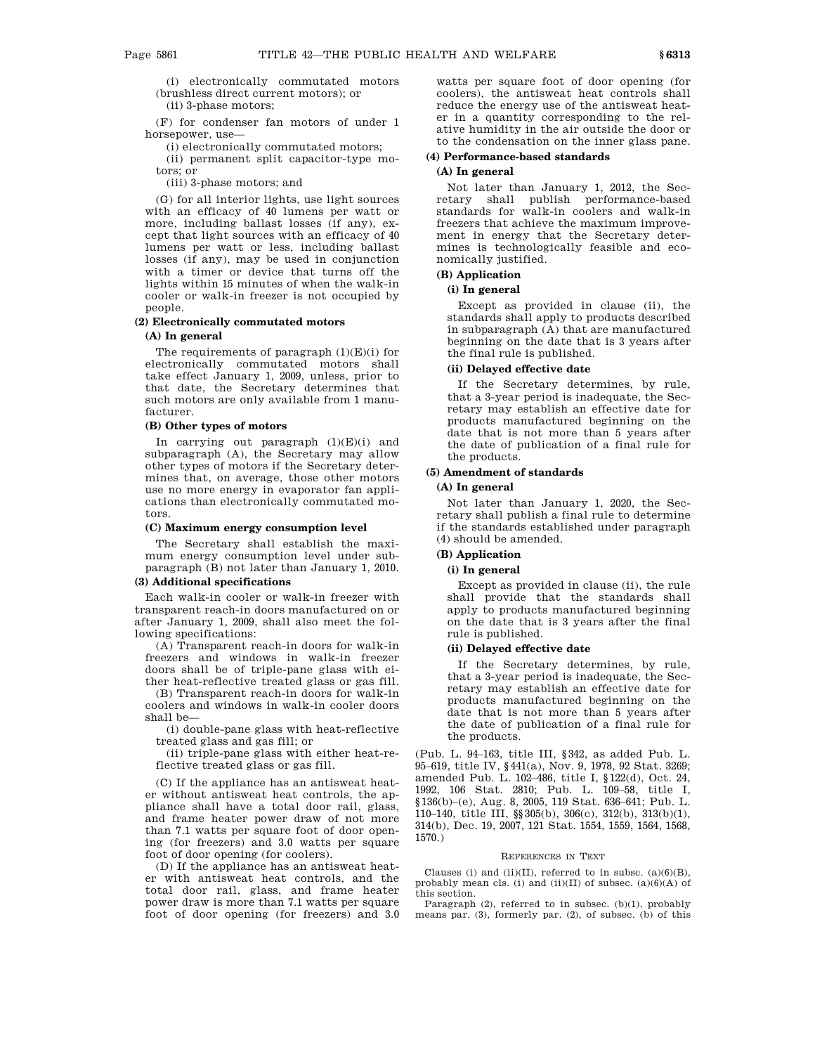(i) electronically commutated motors (brushless direct current motors); or

(ii) 3-phase motors;

(F) for condenser fan motors of under 1 horsepower, use—

(i) electronically commutated motors;

(ii) permanent split capacitor-type motors; or

(iii) 3-phase motors; and

(G) for all interior lights, use light sources with an efficacy of 40 lumens per watt or more, including ballast losses (if any), except that light sources with an efficacy of 40 lumens per watt or less, including ballast losses (if any), may be used in conjunction with a timer or device that turns off the lights within 15 minutes of when the walk-in cooler or walk-in freezer is not occupied by people.

**(2) Electronically commutated motors**

**(A) In general**

The requirements of paragraph (1)(E)(i) for electronically commutated motors shall take effect January 1, 2009, unless, prior to that date, the Secretary determines that such motors are only available from 1 manufacturer.

**(B) Other types of motors**

In carrying out paragraph (1)(E)(i) and subparagraph (A), the Secretary may allow other types of motors if the Secretary determines that, on average, those other motors use no more energy in evaporator fan applications than electronically commutated motors.

**(C) Maximum energy consumption level**

The Secretary shall establish the maximum energy consumption level under subparagraph (B) not later than January 1, 2010.

**(3) Additional specifications**

Each walk-in cooler or walk-in freezer with transparent reach-in doors manufactured on or after January 1, 2009, shall also meet the following specifications:

(A) Transparent reach-in doors for walk-in freezers and windows in walk-in freezer doors shall be of triple-pane glass with either heat-reflective treated glass or gas fill.

(B) Transparent reach-in doors for walk-in coolers and windows in walk-in cooler doors shall be—

(i) double-pane glass with heat-reflective treated glass and gas fill; or

(ii) triple-pane glass with either heat-reflective treated glass or gas fill.

(C) If the appliance has an antisweat heater without antisweat heat controls, the appliance shall have a total door rail, glass, and frame heater power draw of not more than 7.1 watts per square foot of door opening (for freezers) and 3.0 watts per square foot of door opening (for coolers).

(D) If the appliance has an antisweat heater with antisweat heat controls, and the total door rail, glass, and frame heater power draw is more than 7.1 watts per square foot of door opening (for freezers) and 3.0 watts per square foot of door opening (for coolers), the antisweat heat controls shall reduce the energy use of the antisweat heater in a quantity corresponding to the relative humidity in the air outside the door or to the condensation on the inner glass pane.

**(4) Performance-based standards**

**(A) In general**

Not later than January 1, 2012, the Secretary shall publish performance-based standards for walk-in coolers and walk-in freezers that achieve the maximum improvement in energy that the Secretary determines is technologically feasible and economically justified.

**(B) Application**

**(i) In general**

Except as provided in clause (ii), the standards shall apply to products described in subparagraph (A) that are manufactured beginning on the date that is 3 years after the final rule is published.

**(ii) Delayed effective date**

If the Secretary determines, by rule, that a 3-year period is inadequate, the Secretary may establish an effective date for products manufactured beginning on the date that is not more than 5 years after the date of publication of a final rule for the products.

**(5) Amendment of standards**

**(A) In general**

Not later than January 1, 2020, the Secretary shall publish a final rule to determine if the standards established under paragraph (4) should be amended.

**(B) Application**

**(i) In general**

Except as provided in clause (ii), the rule shall provide that the standards shall apply to products manufactured beginning on the date that is 3 years after the final rule is published.

**(ii) Delayed effective date**

If the Secretary determines, by rule, that a 3-year period is inadequate, the Secretary may establish an effective date for products manufactured beginning on the date that is not more than 5 years after the date of publication of a final rule for the products.

(Pub. L. 94–163, title III, §342, as added Pub. L. 95–619, title IV, §441(a), Nov. 9, 1978, 92 Stat. 3269; amended Pub. L. 102–486, title I, §122(d), Oct. 24, 1992, 106 Stat. 2810; Pub. L. 109–58, title I, §136(b)–(e), Aug. 8, 2005, 119 Stat. 636–641; Pub. L. 110–140, title III, §§305(b), 306(c), 312(b), 313(b)(1), 314(b), Dec. 19, 2007, 121 Stat. 1554, 1559, 1564, 1568, 1570.)

REFERENCES IN TEXT

Clauses (i) and (ii)(II), referred to in subsc. (a)(6)(B), probably mean cls. (i) and (ii)(II) of subsec. (a)(6)(A) of this section.

Paragraph (2), referred to in subsec. (b)(1), probably means par. (3), formerly par. (2), of subsec. (b) of this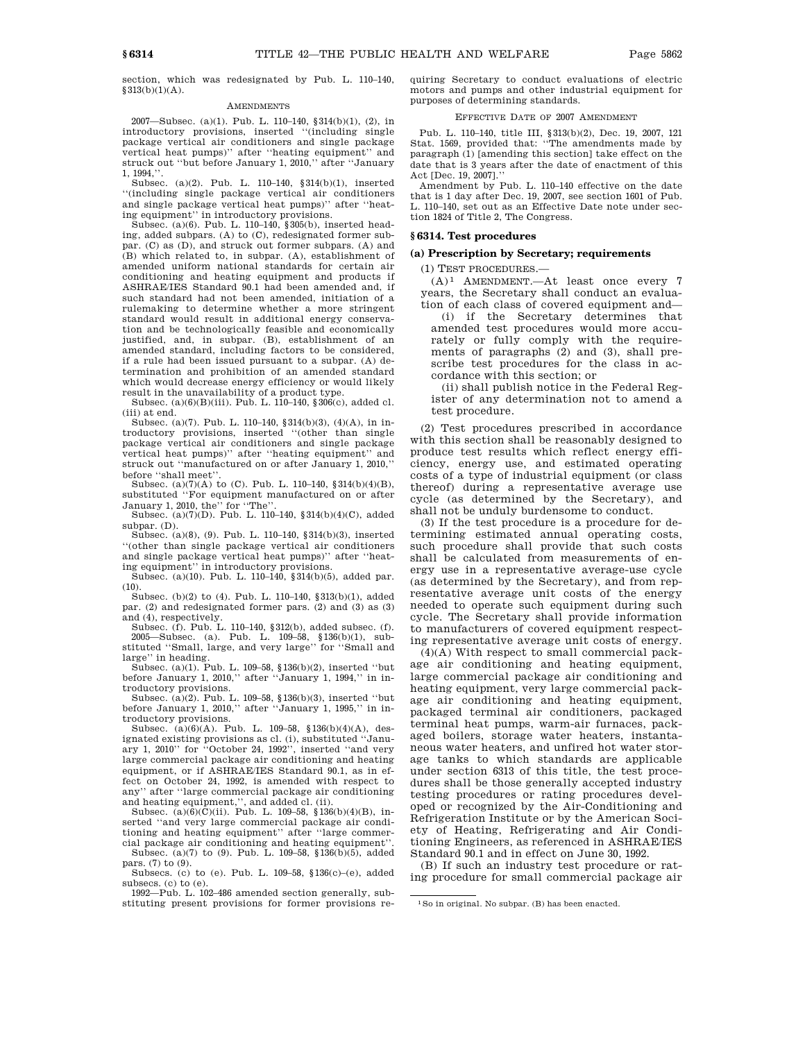section, which was redesignated by Pub. L. 110–140, §313(b)(1)(A).

AMENDMENTS

2007—Subsec. (a)(1). Pub. L. 110–140, §314(b)(1), (2), in introductory provisions, inserted "(including single package vertical air conditioners and single package vertical heat pumps)" after "heating equipment" and struck out "but before January 1, 2010," after "January 1, 1994,".

Subsec. (a)(2). Pub. L. 110–140, §314(b)(1), inserted "(including single package vertical air conditioners and single package vertical heat pumps)" after "heating equipment" in introductory provisions.

Subsec. (a)(6). Pub. L. 110–140, §305(b), inserted heading, added subpars. (A) to (C), redesignated former subpar. (C) as (D), and struck out former subpars. (A) and (B) which related to, in subpar. (A), establishment of amended uniform national standards for certain air conditioning and heating equipment and products if ASHRAE/IES Standard 90.1 had been amended and, if such standard had not been amended, initiation of a rulemaking to determine whether a more stringent standard would result in additional energy conservation and be technologically feasible and economically justified, and, in subpar. (B), establishment of an amended standard, including factors to be considered, if a rule had been issued pursuant to a subpar. (A) determination and prohibition of an amended standard which would decrease energy efficiency or would likely result in the unavailability of a product type.

Subsec. (a)(6)(B)(iii). Pub. L. 110–140, §306(c), added cl. (iii) at end.

Subsec. (a)(7). Pub. L. 110–140, §314(b)(3), (4)(A), in introductory provisions, inserted "(other than single package vertical air conditioners and single package vertical heat pumps)" after "heating equipment" and struck out "manufactured on or after January 1, 2010," before "shall meet".

Subsec. (a)(7)(A) to (C). Pub. L. 110–140, §314(b)(4)(B), substituted "For equipment manufactured on or after January 1, 2010, the" for "The".

Subsec. (a)(7)(D). Pub. L. 110–140, §314(b)(4)(C), added subpar. (D).

Subsec. (a)(8), (9). Pub. L. 110–140, §314(b)(3), inserted "(other than single package vertical air conditioners and single package vertical heat pumps)" after "heating equipment" in introductory provisions.

Subsec. (a)(10). Pub. L. 110–140, §314(b)(5), added par. (10).

Subsec. (b)(2) to (4). Pub. L. 110–140, §313(b)(1), added par. (2) and redesignated former pars. (2) and (3) as (3) and (4), respectively.

Subsec. (f). Pub. L. 110–140, §312(b), added subsec. (f).

2005—Subsec. (a). Pub. L. 109–58, §136(b)(1), substituted "Small, large, and very large" for "Small and large" in heading.

Subsec. (a)(1). Pub. L. 109–58, §136(b)(2), inserted "but before January 1, 2010," after "January 1, 1994," in introductory provisions.

Subsec. (a)(2). Pub. L. 109–58, §136(b)(3), inserted "but before January 1, 2010," after "January 1, 1995," in introductory provisions.

Subsec. (a)(6)(A). Pub. L. 109–58, §136(b)(4)(A), designated existing provisions as cl. (i), substituted "January 1, 2010" for "October 24, 1992", inserted "and very large commercial package air conditioning and heating equipment, or if ASHRAE/IES Standard 90.1, as in effect on October 24, 1992, is amended with respect to any" after "large commercial package air conditioning and heating equipment,", and added cl. (ii).

Subsec. (a)(6)(C)(ii). Pub. L. 109–58, §136(b)(4)(B), inserted "and very large commercial package air conditioning and heating equipment" after "large commercial package air conditioning and heating equipment".

Subsec. (a)(7) to (9). Pub. L. 109–58, §136(b)(5), added pars. (7) to (9).

Subsecs. (c) to (e). Pub. L. 109–58, §136(c)–(e), added subsecs. (c) to (e).

1992—Pub. L. 102–486 amended section generally, substituting present provisions for former provisions requiring Secretary to conduct evaluations of electric motors and pumps and other industrial equipment for purposes of determining standards.

EFFECTIVE DATE OF 2007 AMENDMENT

Pub. L. 110–140, title III, §313(b)(2), Dec. 19, 2007, 121 Stat. 1569, provided that: "The amendments made by paragraph (1) [amending this section] take effect on the date that is 3 years after the date of enactment of this Act [Dec. 19, 2007]."

Amendment by Pub. L. 110–140 effective on the date that is 1 day after Dec. 19, 2007, see section 1601 of Pub. L. 110–140, set out as an Effective Date note under section 1824 of Title 2, The Congress.

## §6314. Test procedures

### (a) Prescription by Secretary; requirements

(1) TEST PROCEDURES.—

(A)[1] AMENDMENT.—At least once every 7 years, the Secretary shall conduct an evaluation of each class of covered equipment and—

(i) if the Secretary determines that amended test procedures would more accurately or fully comply with the requirements of paragraphs (2) and (3), shall prescribe test procedures for the class in accordance with this section; or

(ii) shall publish notice in the Federal Register of any determination not to amend a test procedure.

(2) Test procedures prescribed in accordance with this section shall be reasonably designed to produce test results which reflect energy efficiency, energy use, and estimated operating costs of a type of industrial equipment (or class thereof) during a representative average use cycle (as determined by the Secretary), and shall not be unduly burdensome to conduct.

(3) If the test procedure is a procedure for determining estimated annual operating costs, such procedure shall provide that such costs shall be calculated from measurements of energy use in a representative average-use cycle (as determined by the Secretary), and from representative average unit costs of the energy needed to operate such equipment during such cycle. The Secretary shall provide information to manufacturers of covered equipment respecting representative average unit costs of energy.

(4)(A) With respect to small commercial package air conditioning and heating equipment, large commercial package air conditioning and heating equipment, very large commercial package air conditioning and heating equipment, packaged terminal air conditioners, packaged terminal heat pumps, warm-air furnaces, packaged boilers, storage water heaters, instantaneous water heaters, and unfired hot water storage tanks to which standards are applicable under section 6313 of this title, the test procedures shall be those generally accepted industry testing procedures or rating procedures developed or recognized by the Air-Conditioning and Refrigeration Institute or by the American Society of Heating, Refrigerating and Air Conditioning Engineers, as referenced in ASHRAE/IES Standard 90.1 and in effect on June 30, 1992.

(B) If such an industry test procedure or rating procedure for small commercial package air

[1] So in original. No subpar. (B) has been enacted.